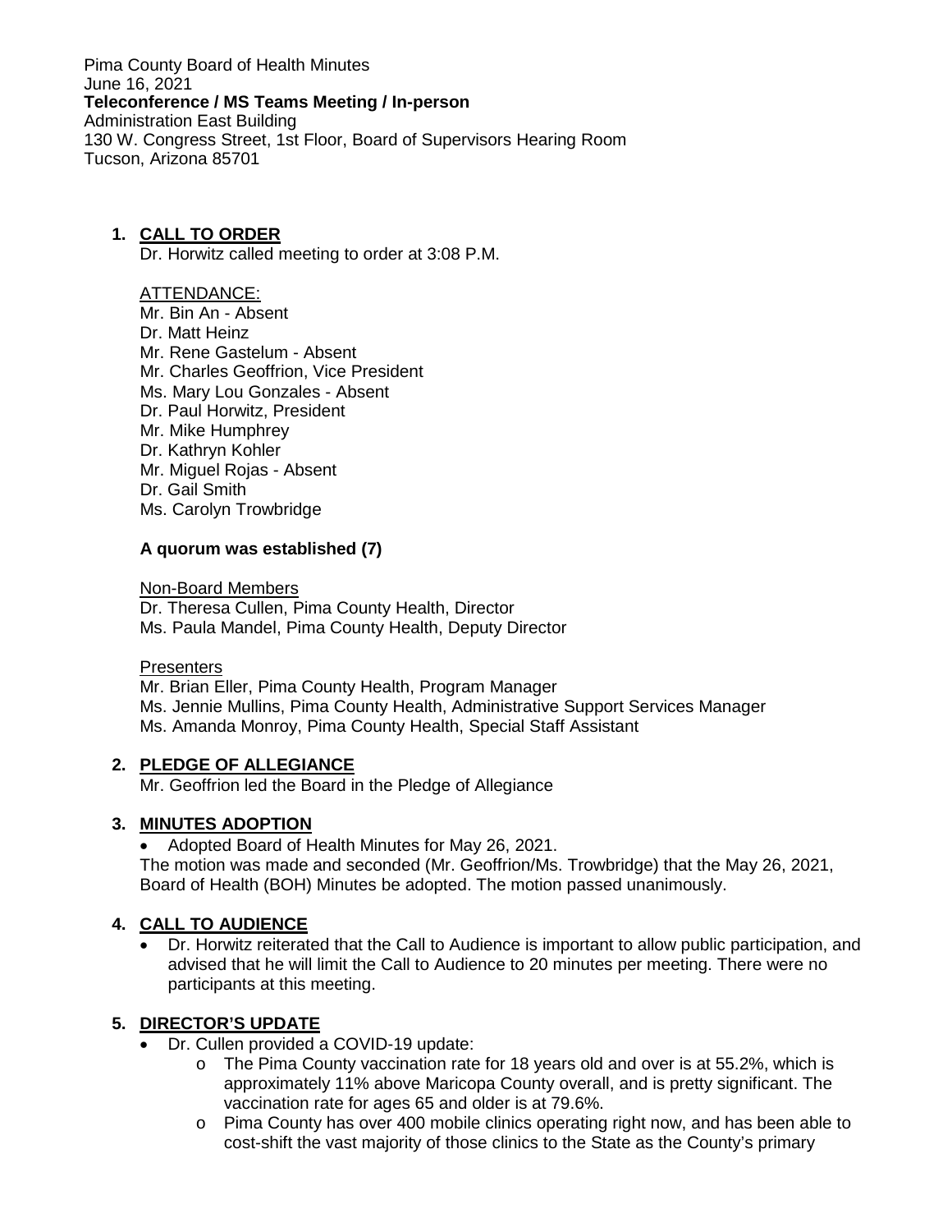Pima County Board of Health Minutes
June 16, 2021
**Teleconference / MS Teams Meeting / In-person**
Administration East Building
130 W. Congress Street, 1st Floor, Board of Supervisors Hearing Room
Tucson, Arizona 85701

1. **CALL TO ORDER**
   Dr. Horwitz called meeting to order at 3:08 P.M.

   ATTENDANCE:
   Mr. Bin An - Absent
   Dr. Matt Heinz
   Mr. Rene Gastelum - Absent
   Mr. Charles Geoffrion, Vice President
   Ms. Mary Lou Gonzales - Absent
   Dr. Paul Horwitz, President
   Mr. Mike Humphrey
   Dr. Kathryn Kohler
   Mr. Miguel Rojas - Absent
   Dr. Gail Smith
   Ms. Carolyn Trowbridge

   **A quorum was established (7)**

   Non-Board Members
   Dr. Theresa Cullen, Pima County Health, Director
   Ms. Paula Mandel, Pima County Health, Deputy Director

   Presenters
   Mr. Brian Eller, Pima County Health, Program Manager
   Ms. Jennie Mullins, Pima County Health, Administrative Support Services Manager
   Ms. Amanda Monroy, Pima County Health, Special Staff Assistant

2. **PLEDGE OF ALLEGIANCE**
   Mr. Geoffrion led the Board in the Pledge of Allegiance

3. **MINUTES ADOPTION**
   - Adopted Board of Health Minutes for May 26, 2021.

   The motion was made and seconded (Mr. Geoffrion/Ms. Trowbridge) that the May 26, 2021, Board of Health (BOH) Minutes be adopted. The motion passed unanimously.

4. **CALL TO AUDIENCE**
   - Dr. Horwitz reiterated that the Call to Audience is important to allow public participation, and advised that he will limit the Call to Audience to 20 minutes per meeting. There were no participants at this meeting.

5. **DIRECTOR'S UPDATE**
   - Dr. Cullen provided a COVID-19 update:
     - The Pima County vaccination rate for 18 years old and over is at 55.2%, which is approximately 11% above Maricopa County overall, and is pretty significant. The vaccination rate for ages 65 and older is at 79.6%.
     - Pima County has over 400 mobile clinics operating right now, and has been able to cost-shift the vast majority of those clinics to the State as the County's primary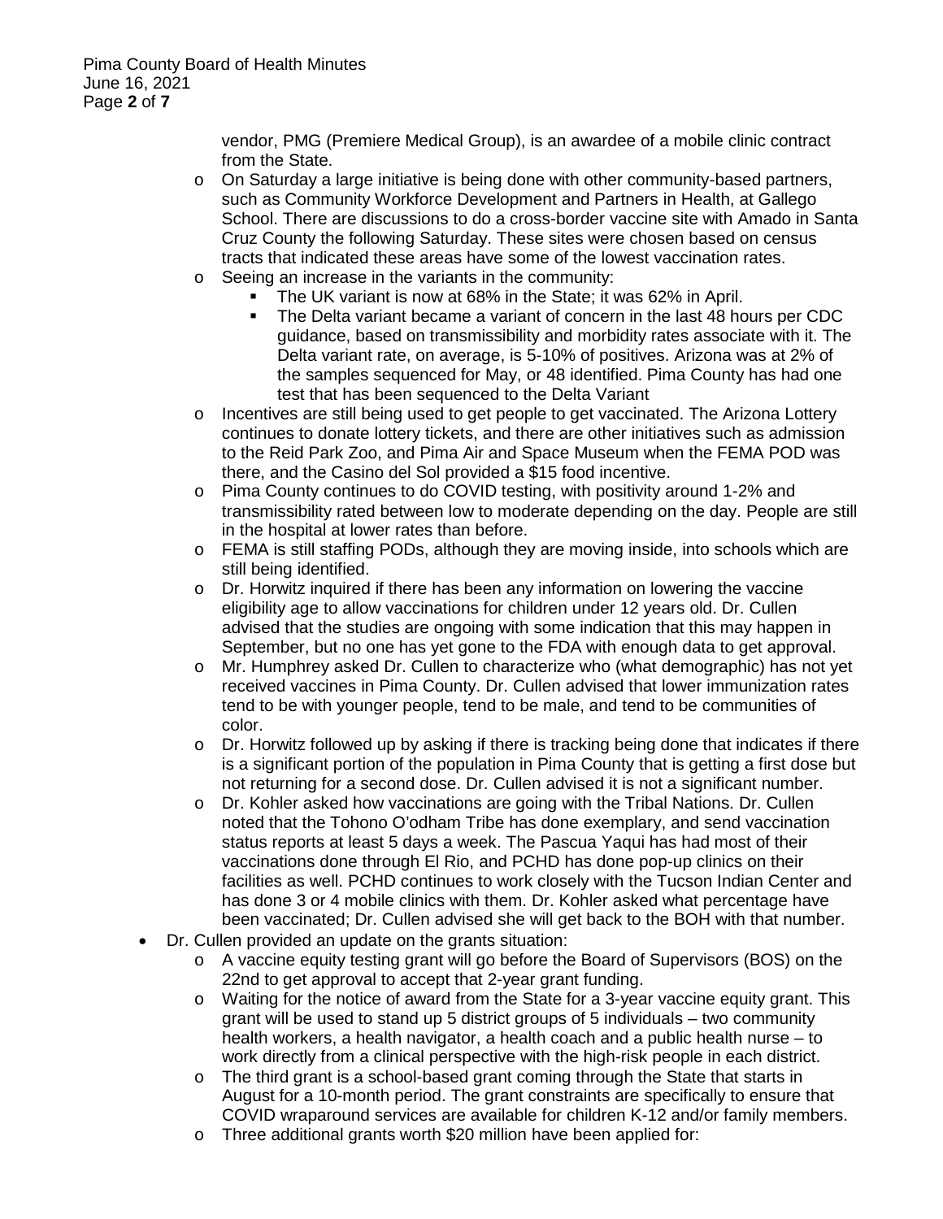vendor, PMG (Premiere Medical Group), is an awardee of a mobile clinic contract from the State.

  - On Saturday a large initiative is being done with other community-based partners, such as Community Workforce Development and Partners in Health, at Gallego School. There are discussions to do a cross-border vaccine site with Amado in Santa Cruz County the following Saturday. These sites were chosen based on census tracts that indicated these areas have some of the lowest vaccination rates.
  - Seeing an increase in the variants in the community:
    - The UK variant is now at 68% in the State; it was 62% in April.
    - The Delta variant became a variant of concern in the last 48 hours per CDC guidance, based on transmissibility and morbidity rates associate with it. The Delta variant rate, on average, is 5-10% of positives. Arizona was at 2% of the samples sequenced for May, or 48 identified. Pima County has had one test that has been sequenced to the Delta Variant
  - Incentives are still being used to get people to get vaccinated. The Arizona Lottery continues to donate lottery tickets, and there are other initiatives such as admission to the Reid Park Zoo, and Pima Air and Space Museum when the FEMA POD was there, and the Casino del Sol provided a $15 food incentive.
  - Pima County continues to do COVID testing, with positivity around 1-2% and transmissibility rated between low to moderate depending on the day. People are still in the hospital at lower rates than before.
  - FEMA is still staffing PODs, although they are moving inside, into schools which are still being identified.
  - Dr. Horwitz inquired if there has been any information on lowering the vaccine eligibility age to allow vaccinations for children under 12 years old. Dr. Cullen advised that the studies are ongoing with some indication that this may happen in September, but no one has yet gone to the FDA with enough data to get approval.
  - Mr. Humphrey asked Dr. Cullen to characterize who (what demographic) has not yet received vaccines in Pima County. Dr. Cullen advised that lower immunization rates tend to be with younger people, tend to be male, and tend to be communities of color.
  - Dr. Horwitz followed up by asking if there is tracking being done that indicates if there is a significant portion of the population in Pima County that is getting a first dose but not returning for a second dose. Dr. Cullen advised it is not a significant number.
  - Dr. Kohler asked how vaccinations are going with the Tribal Nations. Dr. Cullen noted that the Tohono O'odham Tribe has done exemplary, and send vaccination status reports at least 5 days a week. The Pascua Yaqui has had most of their vaccinations done through El Rio, and PCHD has done pop-up clinics on their facilities as well. PCHD continues to work closely with the Tucson Indian Center and has done 3 or 4 mobile clinics with them. Dr. Kohler asked what percentage have been vaccinated; Dr. Cullen advised she will get back to the BOH with that number.
- Dr. Cullen provided an update on the grants situation:
  - A vaccine equity testing grant will go before the Board of Supervisors (BOS) on the 22nd to get approval to accept that 2-year grant funding.
  - Waiting for the notice of award from the State for a 3-year vaccine equity grant. This grant will be used to stand up 5 district groups of 5 individuals – two community health workers, a health navigator, a health coach and a public health nurse – to work directly from a clinical perspective with the high-risk people in each district.
  - The third grant is a school-based grant coming through the State that starts in August for a 10-month period. The grant constraints are specifically to ensure that COVID wraparound services are available for children K-12 and/or family members.
  - Three additional grants worth $20 million have been applied for: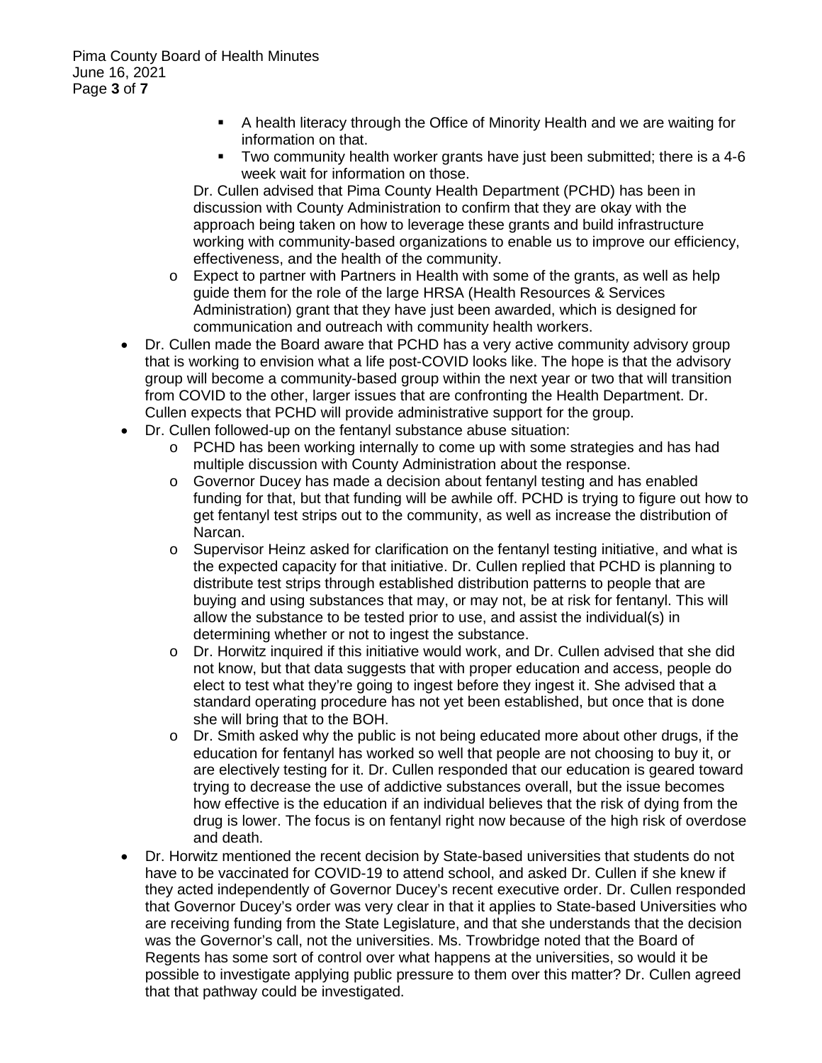- A health literacy through the Office of Minority Health and we are waiting for information on that.
    - Two community health worker grants have just been submitted; there is a 4-6 week wait for information on those.

    Dr. Cullen advised that Pima County Health Department (PCHD) has been in discussion with County Administration to confirm that they are okay with the approach being taken on how to leverage these grants and build infrastructure working with community-based organizations to enable us to improve our efficiency, effectiveness, and the health of the community.
  - Expect to partner with Partners in Health with some of the grants, as well as help guide them for the role of the large HRSA (Health Resources & Services Administration) grant that they have just been awarded, which is designed for communication and outreach with community health workers.
- Dr. Cullen made the Board aware that PCHD has a very active community advisory group that is working to envision what a life post-COVID looks like. The hope is that the advisory group will become a community-based group within the next year or two that will transition from COVID to the other, larger issues that are confronting the Health Department. Dr. Cullen expects that PCHD will provide administrative support for the group.
- Dr. Cullen followed-up on the fentanyl substance abuse situation:
  - PCHD has been working internally to come up with some strategies and has had multiple discussion with County Administration about the response.
  - Governor Ducey has made a decision about fentanyl testing and has enabled funding for that, but that funding will be awhile off. PCHD is trying to figure out how to get fentanyl test strips out to the community, as well as increase the distribution of Narcan.
  - Supervisor Heinz asked for clarification on the fentanyl testing initiative, and what is the expected capacity for that initiative. Dr. Cullen replied that PCHD is planning to distribute test strips through established distribution patterns to people that are buying and using substances that may, or may not, be at risk for fentanyl. This will allow the substance to be tested prior to use, and assist the individual(s) in determining whether or not to ingest the substance.
  - Dr. Horwitz inquired if this initiative would work, and Dr. Cullen advised that she did not know, but that data suggests that with proper education and access, people do elect to test what they're going to ingest before they ingest it. She advised that a standard operating procedure has not yet been established, but once that is done she will bring that to the BOH.
  - Dr. Smith asked why the public is not being educated more about other drugs, if the education for fentanyl has worked so well that people are not choosing to buy it, or are electively testing for it. Dr. Cullen responded that our education is geared toward trying to decrease the use of addictive substances overall, but the issue becomes how effective is the education if an individual believes that the risk of dying from the drug is lower. The focus is on fentanyl right now because of the high risk of overdose and death.
- Dr. Horwitz mentioned the recent decision by State-based universities that students do not have to be vaccinated for COVID-19 to attend school, and asked Dr. Cullen if she knew if they acted independently of Governor Ducey's recent executive order. Dr. Cullen responded that Governor Ducey's order was very clear in that it applies to State-based Universities who are receiving funding from the State Legislature, and that she understands that the decision was the Governor's call, not the universities. Ms. Trowbridge noted that the Board of Regents has some sort of control over what happens at the universities, so would it be possible to investigate applying public pressure to them over this matter? Dr. Cullen agreed that that pathway could be investigated.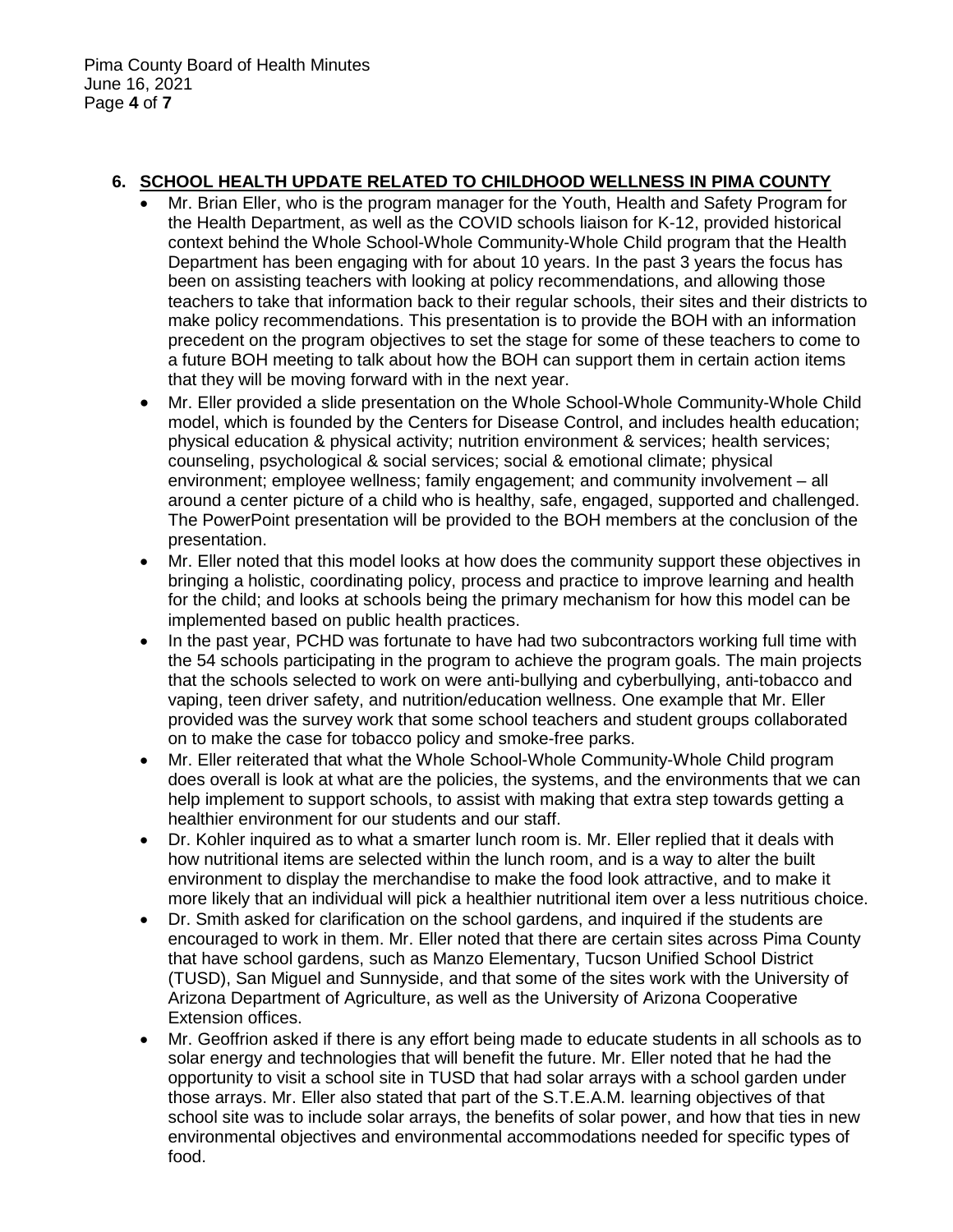## 6. SCHOOL HEALTH UPDATE RELATED TO CHILDHOOD WELLNESS IN PIMA COUNTY

- Mr. Brian Eller, who is the program manager for the Youth, Health and Safety Program for the Health Department, as well as the COVID schools liaison for K-12, provided historical context behind the Whole School-Whole Community-Whole Child program that the Health Department has been engaging with for about 10 years. In the past 3 years the focus has been on assisting teachers with looking at policy recommendations, and allowing those teachers to take that information back to their regular schools, their sites and their districts to make policy recommendations. This presentation is to provide the BOH with an information precedent on the program objectives to set the stage for some of these teachers to come to a future BOH meeting to talk about how the BOH can support them in certain action items that they will be moving forward with in the next year.
- Mr. Eller provided a slide presentation on the Whole School-Whole Community-Whole Child model, which is founded by the Centers for Disease Control, and includes health education; physical education & physical activity; nutrition environment & services; health services; counseling, psychological & social services; social & emotional climate; physical environment; employee wellness; family engagement; and community involvement – all around a center picture of a child who is healthy, safe, engaged, supported and challenged. The PowerPoint presentation will be provided to the BOH members at the conclusion of the presentation.
- Mr. Eller noted that this model looks at how does the community support these objectives in bringing a holistic, coordinating policy, process and practice to improve learning and health for the child; and looks at schools being the primary mechanism for how this model can be implemented based on public health practices.
- In the past year, PCHD was fortunate to have had two subcontractors working full time with the 54 schools participating in the program to achieve the program goals. The main projects that the schools selected to work on were anti-bullying and cyberbullying, anti-tobacco and vaping, teen driver safety, and nutrition/education wellness. One example that Mr. Eller provided was the survey work that some school teachers and student groups collaborated on to make the case for tobacco policy and smoke-free parks.
- Mr. Eller reiterated that what the Whole School-Whole Community-Whole Child program does overall is look at what are the policies, the systems, and the environments that we can help implement to support schools, to assist with making that extra step towards getting a healthier environment for our students and our staff.
- Dr. Kohler inquired as to what a smarter lunch room is. Mr. Eller replied that it deals with how nutritional items are selected within the lunch room, and is a way to alter the built environment to display the merchandise to make the food look attractive, and to make it more likely that an individual will pick a healthier nutritional item over a less nutritious choice.
- Dr. Smith asked for clarification on the school gardens, and inquired if the students are encouraged to work in them. Mr. Eller noted that there are certain sites across Pima County that have school gardens, such as Manzo Elementary, Tucson Unified School District (TUSD), San Miguel and Sunnyside, and that some of the sites work with the University of Arizona Department of Agriculture, as well as the University of Arizona Cooperative Extension offices.
- Mr. Geoffrion asked if there is any effort being made to educate students in all schools as to solar energy and technologies that will benefit the future. Mr. Eller noted that he had the opportunity to visit a school site in TUSD that had solar arrays with a school garden under those arrays. Mr. Eller also stated that part of the S.T.E.A.M. learning objectives of that school site was to include solar arrays, the benefits of solar power, and how that ties in new environmental objectives and environmental accommodations needed for specific types of food.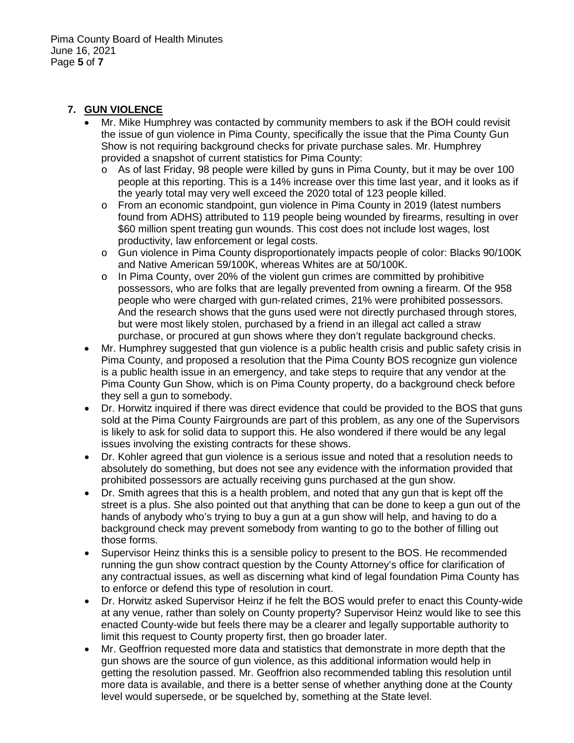## 7. GUN VIOLENCE

- Mr. Mike Humphrey was contacted by community members to ask if the BOH could revisit the issue of gun violence in Pima County, specifically the issue that the Pima County Gun Show is not requiring background checks for private purchase sales. Mr. Humphrey provided a snapshot of current statistics for Pima County:
  - As of last Friday, 98 people were killed by guns in Pima County, but it may be over 100 people at this reporting. This is a 14% increase over this time last year, and it looks as if the yearly total may very well exceed the 2020 total of 123 people killed.
  - From an economic standpoint, gun violence in Pima County in 2019 (latest numbers found from ADHS) attributed to 119 people being wounded by firearms, resulting in over $60 million spent treating gun wounds. This cost does not include lost wages, lost productivity, law enforcement or legal costs.
  - Gun violence in Pima County disproportionately impacts people of color: Blacks 90/100K and Native American 59/100K, whereas Whites are at 50/100K.
  - In Pima County, over 20% of the violent gun crimes are committed by prohibitive possessors, who are folks that are legally prevented from owning a firearm. Of the 958 people who were charged with gun-related crimes, 21% were prohibited possessors. And the research shows that the guns used were not directly purchased through stores, but were most likely stolen, purchased by a friend in an illegal act called a straw purchase, or procured at gun shows where they don't regulate background checks.
- Mr. Humphrey suggested that gun violence is a public health crisis and public safety crisis in Pima County, and proposed a resolution that the Pima County BOS recognize gun violence is a public health issue in an emergency, and take steps to require that any vendor at the Pima County Gun Show, which is on Pima County property, do a background check before they sell a gun to somebody.
- Dr. Horwitz inquired if there was direct evidence that could be provided to the BOS that guns sold at the Pima County Fairgrounds are part of this problem, as any one of the Supervisors is likely to ask for solid data to support this. He also wondered if there would be any legal issues involving the existing contracts for these shows.
- Dr. Kohler agreed that gun violence is a serious issue and noted that a resolution needs to absolutely do something, but does not see any evidence with the information provided that prohibited possessors are actually receiving guns purchased at the gun show.
- Dr. Smith agrees that this is a health problem, and noted that any gun that is kept off the street is a plus. She also pointed out that anything that can be done to keep a gun out of the hands of anybody who's trying to buy a gun at a gun show will help, and having to do a background check may prevent somebody from wanting to go to the bother of filling out those forms.
- Supervisor Heinz thinks this is a sensible policy to present to the BOS. He recommended running the gun show contract question by the County Attorney's office for clarification of any contractual issues, as well as discerning what kind of legal foundation Pima County has to enforce or defend this type of resolution in court.
- Dr. Horwitz asked Supervisor Heinz if he felt the BOS would prefer to enact this County-wide at any venue, rather than solely on County property? Supervisor Heinz would like to see this enacted County-wide but feels there may be a clearer and legally supportable authority to limit this request to County property first, then go broader later.
- Mr. Geoffrion requested more data and statistics that demonstrate in more depth that the gun shows are the source of gun violence, as this additional information would help in getting the resolution passed. Mr. Geoffrion also recommended tabling this resolution until more data is available, and there is a better sense of whether anything done at the County level would supersede, or be squelched by, something at the State level.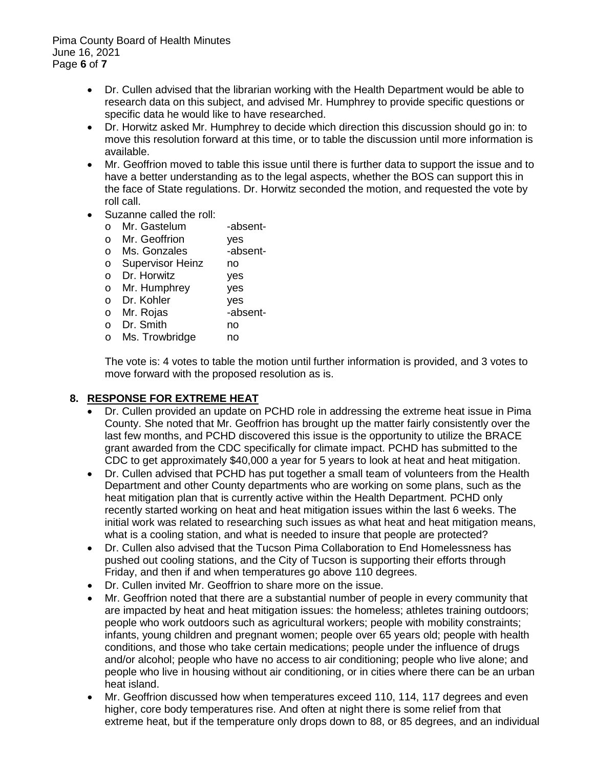- Dr. Cullen advised that the librarian working with the Health Department would be able to research data on this subject, and advised Mr. Humphrey to provide specific questions or specific data he would like to have researched.
- Dr. Horwitz asked Mr. Humphrey to decide which direction this discussion should go in: to move this resolution forward at this time, or to table the discussion until more information is available.
- Mr. Geoffrion moved to table this issue until there is further data to support the issue and to have a better understanding as to the legal aspects, whether the BOS can support this in the face of State regulations. Dr. Horwitz seconded the motion, and requested the vote by roll call.
- Suzanne called the roll:
  - Mr. Gastelum -absent-
  - Mr. Geoffrion yes
  - Ms. Gonzales -absent-
  - Supervisor Heinz no
  - Dr. Horwitz yes
  - Mr. Humphrey yes
  - Dr. Kohler yes
  - Mr. Rojas -absent-
  - Dr. Smith no
  - Ms. Trowbridge no

  The vote is: 4 votes to table the motion until further information is provided, and 3 votes to move forward with the proposed resolution as is.

## 8. RESPONSE FOR EXTREME HEAT

- Dr. Cullen provided an update on PCHD role in addressing the extreme heat issue in Pima County. She noted that Mr. Geoffrion has brought up the matter fairly consistently over the last few months, and PCHD discovered this issue is the opportunity to utilize the BRACE grant awarded from the CDC specifically for climate impact. PCHD has submitted to the CDC to get approximately $40,000 a year for 5 years to look at heat and heat mitigation.
- Dr. Cullen advised that PCHD has put together a small team of volunteers from the Health Department and other County departments who are working on some plans, such as the heat mitigation plan that is currently active within the Health Department. PCHD only recently started working on heat and heat mitigation issues within the last 6 weeks. The initial work was related to researching such issues as what heat and heat mitigation means, what is a cooling station, and what is needed to insure that people are protected?
- Dr. Cullen also advised that the Tucson Pima Collaboration to End Homelessness has pushed out cooling stations, and the City of Tucson is supporting their efforts through Friday, and then if and when temperatures go above 110 degrees.
- Dr. Cullen invited Mr. Geoffrion to share more on the issue.
- Mr. Geoffrion noted that there are a substantial number of people in every community that are impacted by heat and heat mitigation issues: the homeless; athletes training outdoors; people who work outdoors such as agricultural workers; people with mobility constraints; infants, young children and pregnant women; people over 65 years old; people with health conditions, and those who take certain medications; people under the influence of drugs and/or alcohol; people who have no access to air conditioning; people who live alone; and people who live in housing without air conditioning, or in cities where there can be an urban heat island.
- Mr. Geoffrion discussed how when temperatures exceed 110, 114, 117 degrees and even higher, core body temperatures rise. And often at night there is some relief from that extreme heat, but if the temperature only drops down to 88, or 85 degrees, and an individual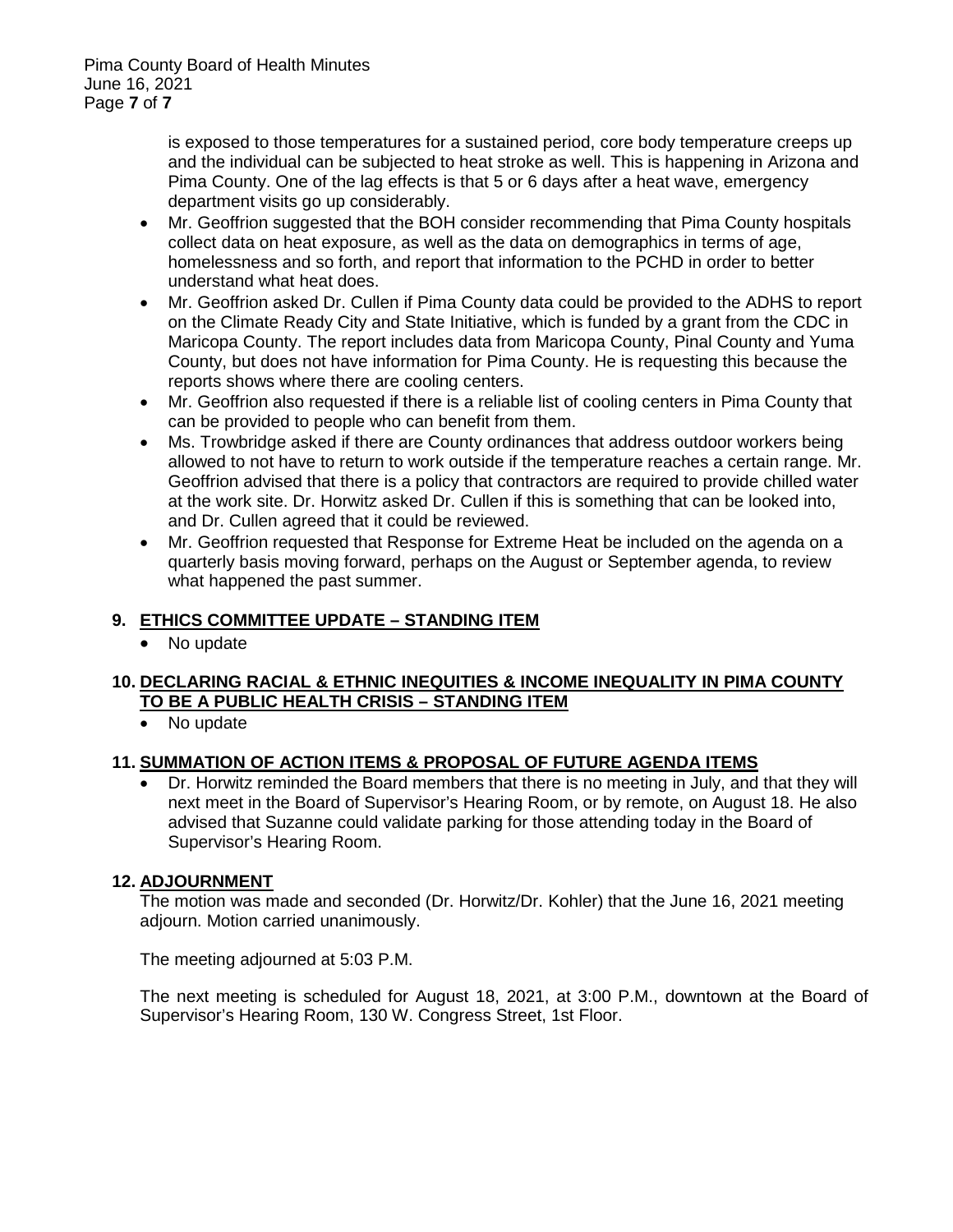is exposed to those temperatures for a sustained period, core body temperature creeps up and the individual can be subjected to heat stroke as well. This is happening in Arizona and Pima County. One of the lag effects is that 5 or 6 days after a heat wave, emergency department visits go up considerably.

- Mr. Geoffrion suggested that the BOH consider recommending that Pima County hospitals collect data on heat exposure, as well as the data on demographics in terms of age, homelessness and so forth, and report that information to the PCHD in order to better understand what heat does.
- Mr. Geoffrion asked Dr. Cullen if Pima County data could be provided to the ADHS to report on the Climate Ready City and State Initiative, which is funded by a grant from the CDC in Maricopa County. The report includes data from Maricopa County, Pinal County and Yuma County, but does not have information for Pima County. He is requesting this because the reports shows where there are cooling centers.
- Mr. Geoffrion also requested if there is a reliable list of cooling centers in Pima County that can be provided to people who can benefit from them.
- Ms. Trowbridge asked if there are County ordinances that address outdoor workers being allowed to not have to return to work outside if the temperature reaches a certain range. Mr. Geoffrion advised that there is a policy that contractors are required to provide chilled water at the work site. Dr. Horwitz asked Dr. Cullen if this is something that can be looked into, and Dr. Cullen agreed that it could be reviewed.
- Mr. Geoffrion requested that Response for Extreme Heat be included on the agenda on a quarterly basis moving forward, perhaps on the August or September agenda, to review what happened the past summer.

## 9. ETHICS COMMITTEE UPDATE – STANDING ITEM

- No update

## 10. DECLARING RACIAL & ETHNIC INEQUITIES & INCOME INEQUALITY IN PIMA COUNTY TO BE A PUBLIC HEALTH CRISIS – STANDING ITEM

- No update

## 11. SUMMATION OF ACTION ITEMS & PROPOSAL OF FUTURE AGENDA ITEMS

- Dr. Horwitz reminded the Board members that there is no meeting in July, and that they will next meet in the Board of Supervisor's Hearing Room, or by remote, on August 18. He also advised that Suzanne could validate parking for those attending today in the Board of Supervisor's Hearing Room.

## 12. ADJOURNMENT

The motion was made and seconded (Dr. Horwitz/Dr. Kohler) that the June 16, 2021 meeting adjourn. Motion carried unanimously.

The meeting adjourned at 5:03 P.M.

The next meeting is scheduled for August 18, 2021, at 3:00 P.M., downtown at the Board of Supervisor's Hearing Room, 130 W. Congress Street, 1st Floor.